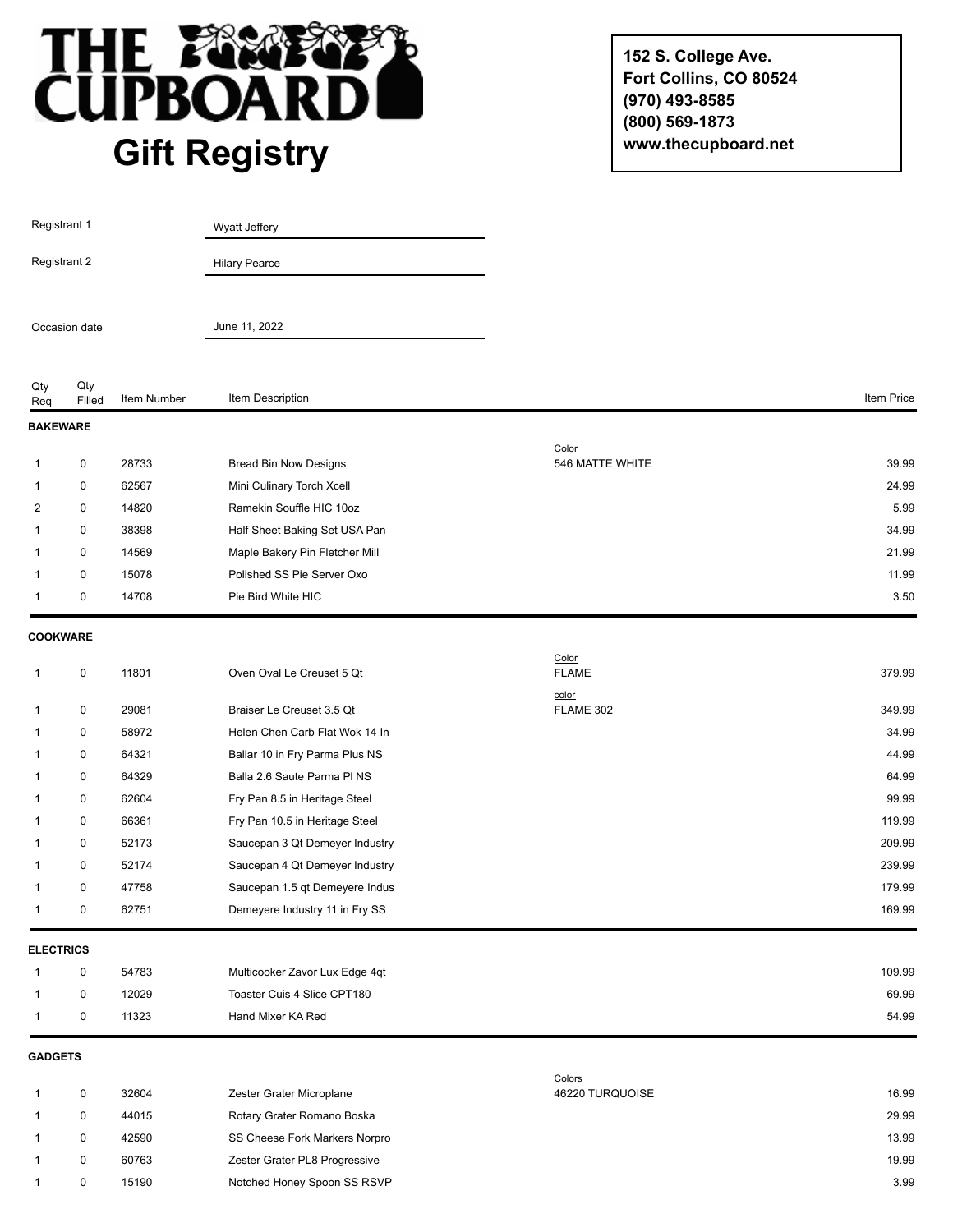# THE CUPBOARD

## Gift Registry

**152 S. College Ave.**
**Fort Collins, CO 80524**
**(970) 493-8585**
**(800) 569-1873**
**www.thecupboard.net**

Registrant 1: Wyatt Jeffery

Registrant 2: Hilary Pearce

Occasion date: June 11, 2022

| Qty Req | Qty Filled | Item Number | Item Description | | Item Price |
|---|---|---|---|---|---|
| **BAKEWARE** | | | | | |
| 1 | 0 | 28733 | Bread Bin Now Designs | Color<br>546 MATTE WHITE | 39.99 |
| 1 | 0 | 62567 | Mini Culinary Torch Xcell | | 24.99 |
| 2 | 0 | 14820 | Ramekin Souffle HIC 10oz | | 5.99 |
| 1 | 0 | 38398 | Half Sheet Baking Set USA Pan | | 34.99 |
| 1 | 0 | 14569 | Maple Bakery Pin Fletcher Mill | | 21.99 |
| 1 | 0 | 15078 | Polished SS Pie Server Oxo | | 11.99 |
| 1 | 0 | 14708 | Pie Bird White HIC | | 3.50 |
| **COOKWARE** | | | | | |
| 1 | 0 | 11801 | Oven Oval Le Creuset 5 Qt | Color<br>FLAME | 379.99 |
| 1 | 0 | 29081 | Braiser Le Creuset 3.5 Qt | color<br>FLAME 302 | 349.99 |
| 1 | 0 | 58972 | Helen Chen Carb Flat Wok 14 In | | 34.99 |
| 1 | 0 | 64321 | Ballar 10 in Fry Parma Plus NS | | 44.99 |
| 1 | 0 | 64329 | Balla 2.6 Saute Parma Pl NS | | 64.99 |
| 1 | 0 | 62604 | Fry Pan 8.5 in Heritage Steel | | 99.99 |
| 1 | 0 | 66361 | Fry Pan 10.5 in Heritage Steel | | 119.99 |
| 1 | 0 | 52173 | Saucepan 3 Qt Demeyer Industry | | 209.99 |
| 1 | 0 | 52174 | Saucepan 4 Qt Demeyer Industry | | 239.99 |
| 1 | 0 | 47758 | Saucepan 1.5 qt Demeyere Indus | | 179.99 |
| 1 | 0 | 62751 | Demeyere Industry 11 in Fry SS | | 169.99 |
| **ELECTRICS** | | | | | |
| 1 | 0 | 54783 | Multicooker Zavor Lux Edge 4qt | | 109.99 |
| 1 | 0 | 12029 | Toaster Cuis 4 Slice CPT180 | | 69.99 |
| 1 | 0 | 11323 | Hand Mixer KA Red | | 54.99 |
| **GADGETS** | | | | | |
| 1 | 0 | 32604 | Zester Grater Microplane | Colors<br>46220 TURQUOISE | 16.99 |
| 1 | 0 | 44015 | Rotary Grater Romano Boska | | 29.99 |
| 1 | 0 | 42590 | SS Cheese Fork Markers Norpro | | 13.99 |
| 1 | 0 | 60763 | Zester Grater PL8 Progressive | | 19.99 |
| 1 | 0 | 15190 | Notched Honey Spoon SS RSVP | | 3.99 |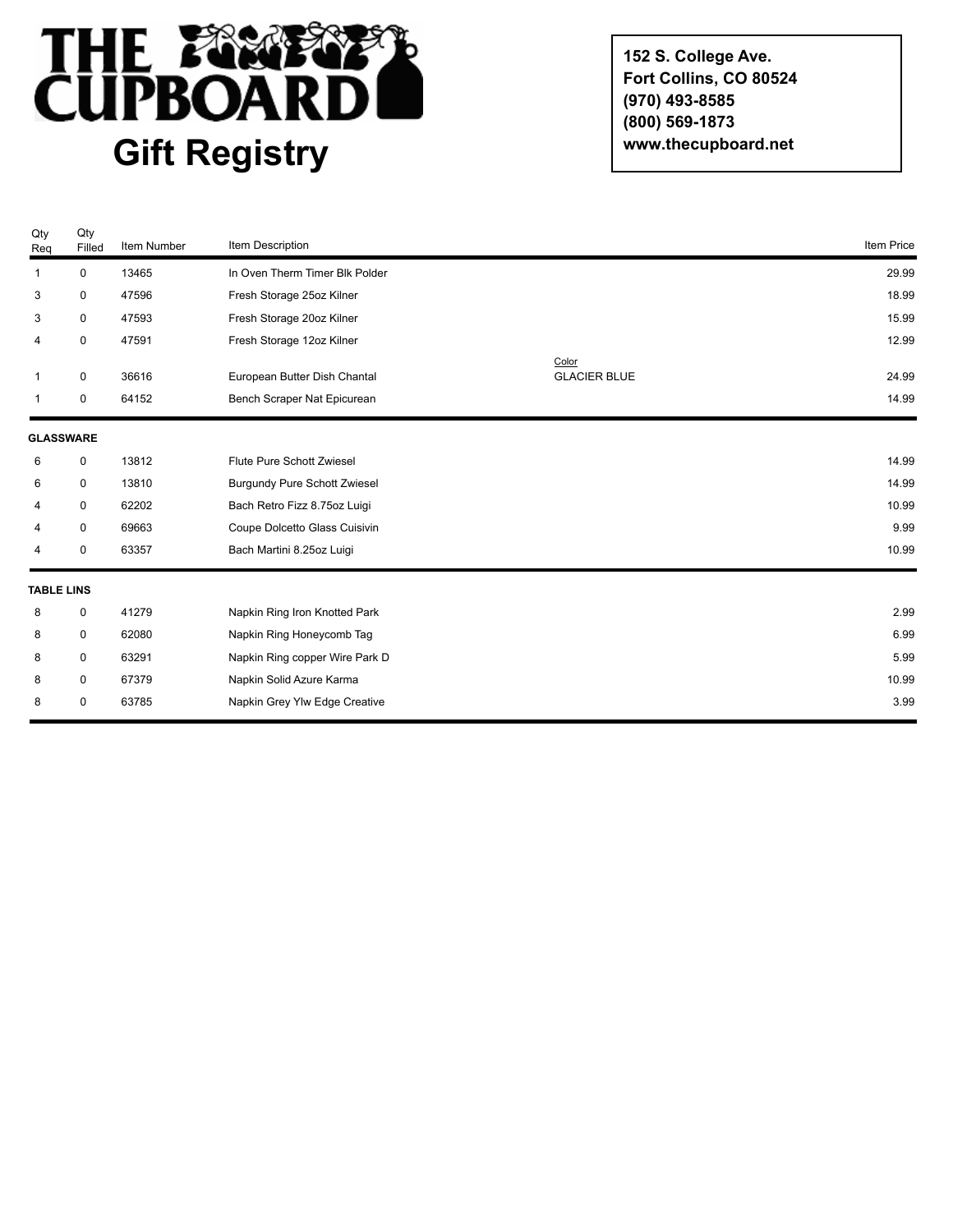# THE CUPBOARD

## Gift Registry

**152 S. College Ave.**
**Fort Collins, CO 80524**
**(970) 493-8585**
**(800) 569-1873**
**www.thecupboard.net**

| Qty Req | Qty Filled | Item Number | Item Description | | Item Price |
|---|---|---|---|---|---|
| 1 | 0 | 13465 | In Oven Therm Timer Blk Polder | | 29.99 |
| 3 | 0 | 47596 | Fresh Storage 25oz Kilner | | 18.99 |
| 3 | 0 | 47593 | Fresh Storage 20oz Kilner | | 15.99 |
| 4 | 0 | 47591 | Fresh Storage 12oz Kilner | | 12.99 |
| 1 | 0 | 36616 | European Butter Dish Chantal | Color: GLACIER BLUE | 24.99 |
| 1 | 0 | 64152 | Bench Scraper Nat Epicurean | | 14.99 |
| **GLASSWARE** | | | | | |
| 6 | 0 | 13812 | Flute Pure Schott Zwiesel | | 14.99 |
| 6 | 0 | 13810 | Burgundy Pure Schott Zwiesel | | 14.99 |
| 4 | 0 | 62202 | Bach Retro Fizz 8.75oz Luigi | | 10.99 |
| 4 | 0 | 69663 | Coupe Dolcetto Glass Cuisivin | | 9.99 |
| 4 | 0 | 63357 | Bach Martini 8.25oz Luigi | | 10.99 |
| **TABLE LINS** | | | | | |
| 8 | 0 | 41279 | Napkin Ring Iron Knotted Park | | 2.99 |
| 8 | 0 | 62080 | Napkin Ring Honeycomb Tag | | 6.99 |
| 8 | 0 | 63291 | Napkin Ring copper Wire Park D | | 5.99 |
| 8 | 0 | 67379 | Napkin Solid Azure Karma | | 10.99 |
| 8 | 0 | 63785 | Napkin Grey Ylw Edge Creative | | 3.99 |